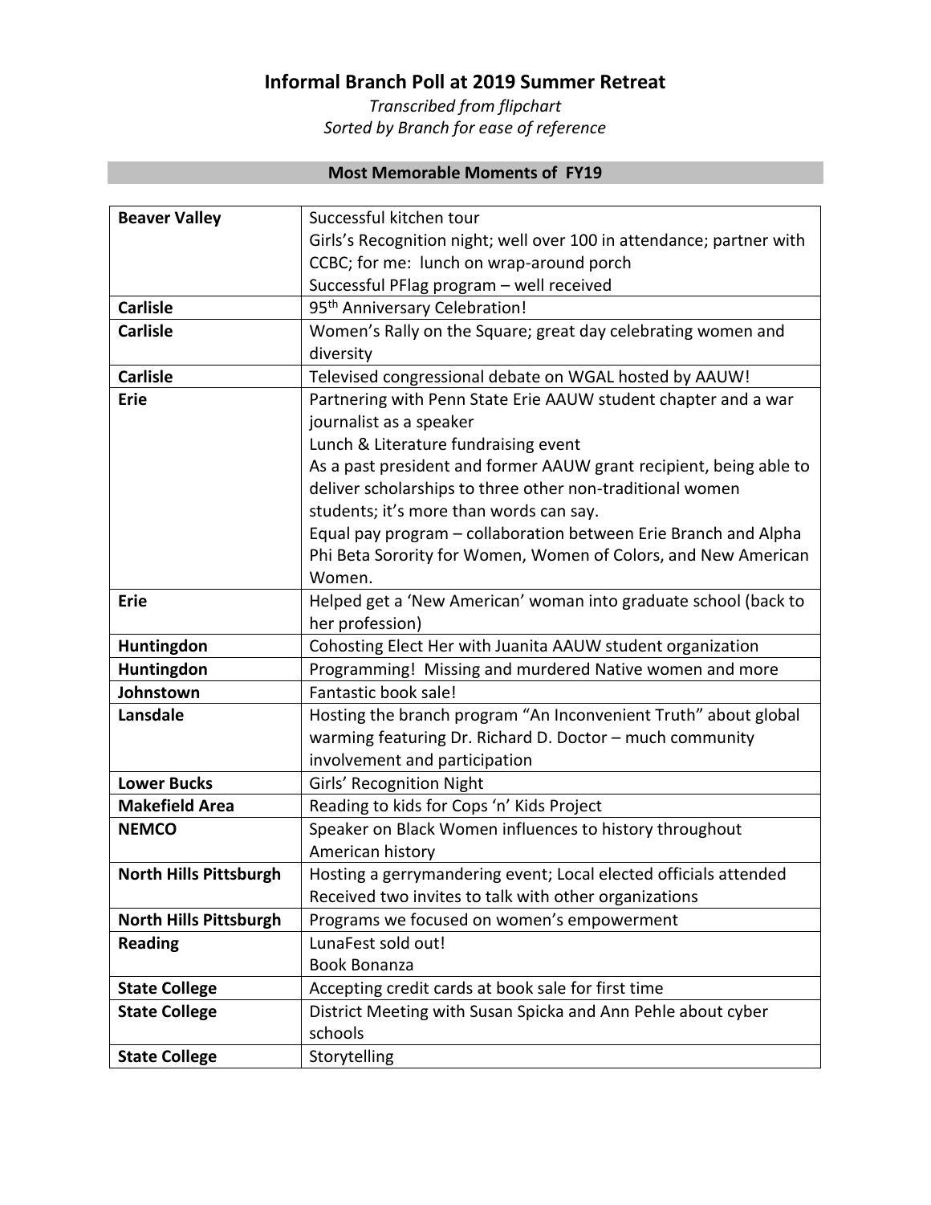# Informal Branch Poll at 2019 Summer Retreat

*Transcribed from flipchart*
*Sorted by Branch for ease of reference*

## Most Memorable Moments of FY19

| Branch | Moment |
|---|---|
| **Beaver Valley** | Successful kitchen tour<br>Girls's Recognition night; well over 100 in attendance; partner with CCBC; for me: lunch on wrap-around porch<br>Successful PFlag program – well received |
| **Carlisle** | 95th Anniversary Celebration! |
| **Carlisle** | Women's Rally on the Square; great day celebrating women and diversity |
| **Carlisle** | Televised congressional debate on WGAL hosted by AAUW! |
| **Erie** | Partnering with Penn State Erie AAUW student chapter and a war journalist as a speaker<br>Lunch & Literature fundraising event<br>As a past president and former AAUW grant recipient, being able to deliver scholarships to three other non-traditional women students; it's more than words can say.<br>Equal pay program – collaboration between Erie Branch and Alpha Phi Beta Sorority for Women, Women of Colors, and New American Women. |
| **Erie** | Helped get a 'New American' woman into graduate school (back to her profession) |
| **Huntingdon** | Cohosting Elect Her with Juanita AAUW student organization |
| **Huntingdon** | Programming! Missing and murdered Native women and more |
| **Johnstown** | Fantastic book sale! |
| **Lansdale** | Hosting the branch program "An Inconvenient Truth" about global warming featuring Dr. Richard D. Doctor – much community involvement and participation |
| **Lower Bucks** | Girls' Recognition Night |
| **Makefield Area** | Reading to kids for Cops 'n' Kids Project |
| **NEMCO** | Speaker on Black Women influences to history throughout American history |
| **North Hills Pittsburgh** | Hosting a gerrymandering event; Local elected officials attended<br>Received two invites to talk with other organizations |
| **North Hills Pittsburgh** | Programs we focused on women's empowerment |
| **Reading** | LunaFest sold out!<br>Book Bonanza |
| **State College** | Accepting credit cards at book sale for first time |
| **State College** | District Meeting with Susan Spicka and Ann Pehle about cyber schools |
| **State College** | Storytelling |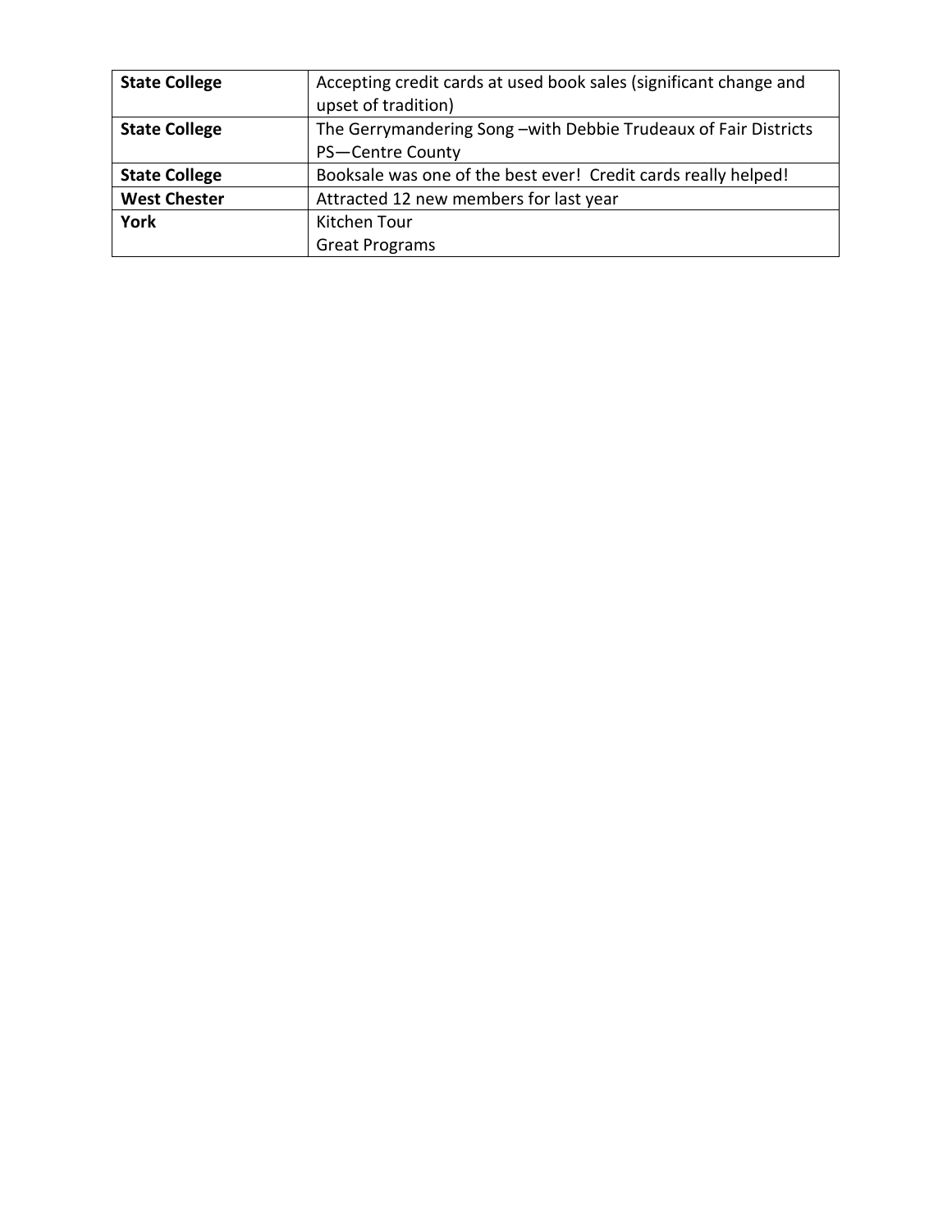| | |
|---|---|
| **State College** | Accepting credit cards at used book sales (significant change and upset of tradition) |
| **State College** | The Gerrymandering Song –with Debbie Trudeaux of Fair Districts PS—Centre County |
| **State College** | Booksale was one of the best ever! Credit cards really helped! |
| **West Chester** | Attracted 12 new members for last year |
| **York** | Kitchen Tour<br>Great Programs |